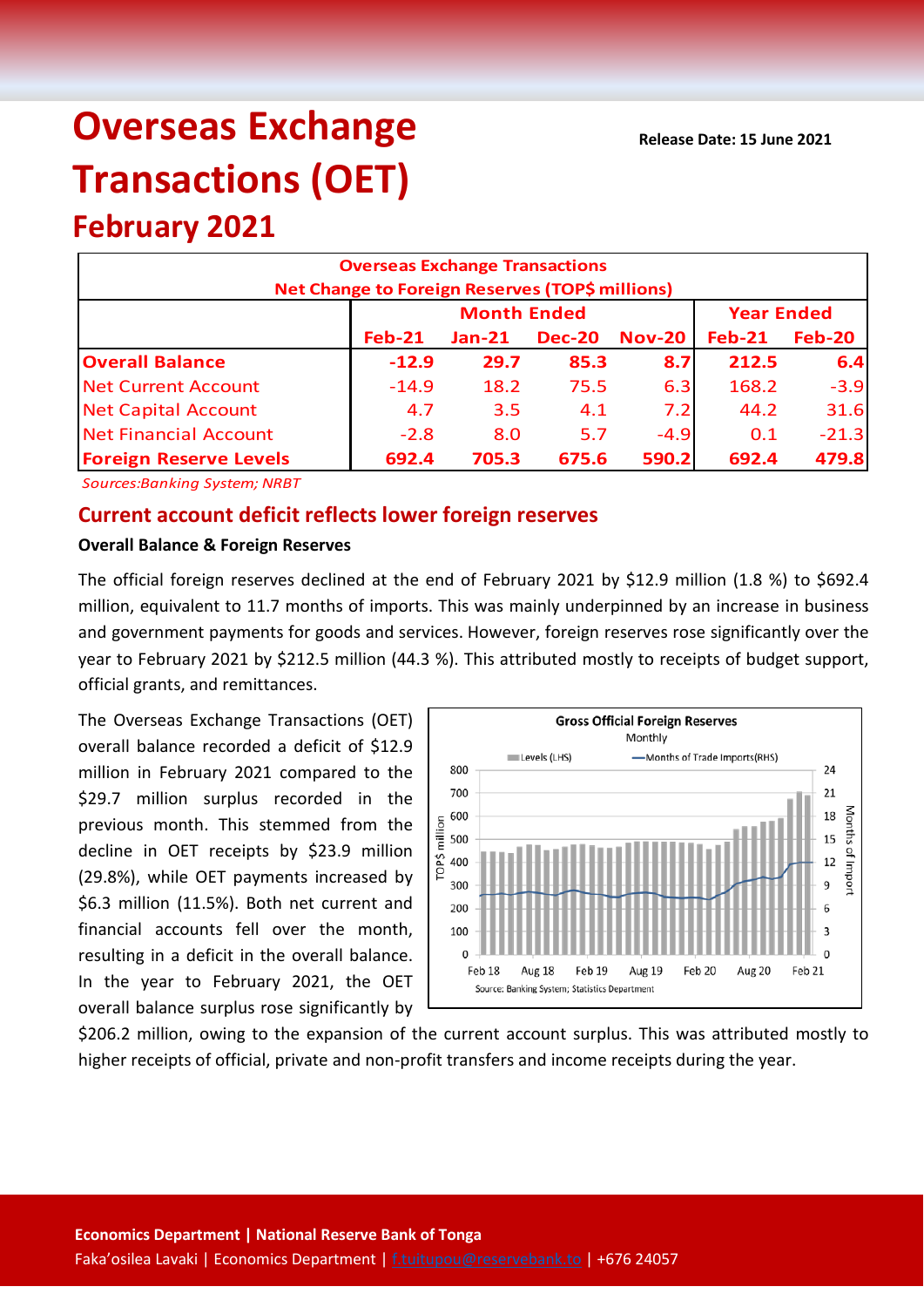# Overseas Exchange Transactions (OET)

**Release Date: 15 June 2021**

## February 2021

| Overseas Exchange Transactions Net Change to Foreign Reserves (TOP$ millions) | | | | | | |
|---|---|---|---|---|---|---|
| | Month Ended | | | | Year Ended | |
| | Feb-21 | Jan-21 | Dec-20 | Nov-20 | Feb-21 | Feb-20 |
| **Overall Balance** | **-12.9** | **29.7** | **85.3** | **8.7** | **212.5** | **6.4** |
| Net Current Account | -14.9 | 18.2 | 75.5 | 6.3 | 168.2 | -3.9 |
| Net Capital Account | 4.7 | 3.5 | 4.1 | 7.2 | 44.2 | 31.6 |
| Net Financial Account | -2.8 | 8.0 | 5.7 | -4.9 | 0.1 | -21.3 |
| **Foreign Reserve Levels** | **692.4** | **705.3** | **675.6** | **590.2** | **692.4** | **479.8** |

*Sources:Banking System; NRBT*

## Current account deficit reflects lower foreign reserves

**Overall Balance & Foreign Reserves**

The official foreign reserves declined at the end of February 2021 by $12.9 million (1.8 %) to $692.4 million, equivalent to 11.7 months of imports. This was mainly underpinned by an increase in business and government payments for goods and services. However, foreign reserves rose significantly over the year to February 2021 by $212.5 million (44.3 %). This attributed mostly to receipts of budget support, official grants, and remittances.

The Overseas Exchange Transactions (OET) overall balance recorded a deficit of $12.9 million in February 2021 compared to the $29.7 million surplus recorded in the previous month. This stemmed from the decline in OET receipts by $23.9 million (29.8%), while OET payments increased by $6.3 million (11.5%). Both net current and financial accounts fell over the month, resulting in a deficit in the overall balance. In the year to February 2021, the OET overall balance surplus rose significantly by $206.2 million, owing to the expansion of the current account surplus. This was attributed mostly to higher receipts of official, private and non-profit transfers and income receipts during the year.

**Gross Official Foreign Reserves**
Monthly

Source: Banking System; Statistics Department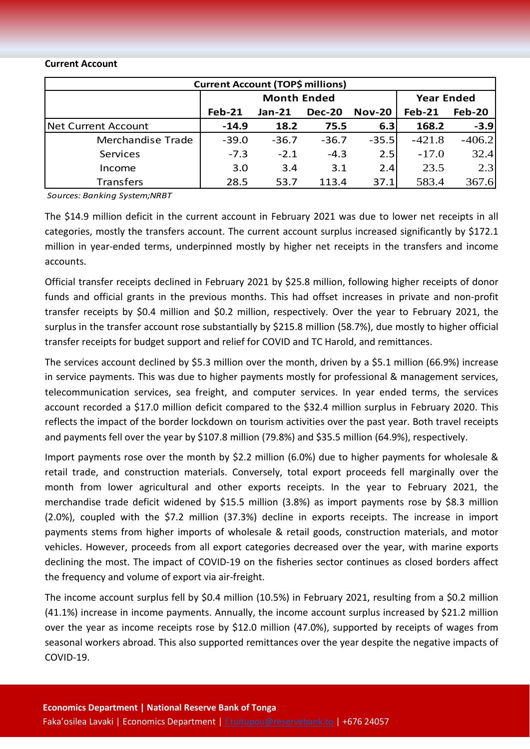**Current Account**

| Current Account (TOP$ millions) | | | | | | |
|---|---|---|---|---|---|---|
| | Month Ended | | | | Year Ended | |
| | Feb-21 | Jan-21 | Dec-20 | Nov-20 | Feb-21 | Feb-20 |
| Net Current Account | **-14.9** | **18.2** | **75.5** | **6.3** | **168.2** | **-3.9** |
| Merchandise Trade | -39.0 | -36.7 | -36.7 | -35.5 | -421.8 | -406.2 |
| Services | -7.3 | -2.1 | -4.3 | 2.5 | -17.0 | 32.4 |
| Income | 3.0 | 3.4 | 3.1 | 2.4 | 23.5 | 2.3 |
| Transfers | 28.5 | 53.7 | 113.4 | 37.1 | 583.4 | 367.6 |

*Sources: Banking System;NRBT*

The $14.9 million deficit in the current account in February 2021 was due to lower net receipts in all categories, mostly the transfers account. The current account surplus increased significantly by $172.1 million in year-ended terms, underpinned mostly by higher net receipts in the transfers and income accounts.

Official transfer receipts declined in February 2021 by $25.8 million, following higher receipts of donor funds and official grants in the previous months. This had offset increases in private and non-profit transfer receipts by $0.4 million and $0.2 million, respectively. Over the year to February 2021, the surplus in the transfer account rose substantially by $215.8 million (58.7%), due mostly to higher official transfer receipts for budget support and relief for COVID and TC Harold, and remittances.

The services account declined by $5.3 million over the month, driven by a $5.1 million (66.9%) increase in service payments. This was due to higher payments mostly for professional & management services, telecommunication services, sea freight, and computer services. In year ended terms, the services account recorded a $17.0 million deficit compared to the $32.4 million surplus in February 2020. This reflects the impact of the border lockdown on tourism activities over the past year. Both travel receipts and payments fell over the year by $107.8 million (79.8%) and $35.5 million (64.9%), respectively.

Import payments rose over the month by $2.2 million (6.0%) due to higher payments for wholesale & retail trade, and construction materials. Conversely, total export proceeds fell marginally over the month from lower agricultural and other exports receipts. In the year to February 2021, the merchandise trade deficit widened by $15.5 million (3.8%) as import payments rose by $8.3 million (2.0%), coupled with the $7.2 million (37.3%) decline in exports receipts. The increase in import payments stems from higher imports of wholesale & retail goods, construction materials, and motor vehicles. However, proceeds from all export categories decreased over the year, with marine exports declining the most. The impact of COVID-19 on the fisheries sector continues as closed borders affect the frequency and volume of export via air-freight.

The income account surplus fell by $0.4 million (10.5%) in February 2021, resulting from a $0.2 million (41.1%) increase in income payments. Annually, the income account surplus increased by $21.2 million over the year as income receipts rose by $12.0 million (47.0%), supported by receipts of wages from seasonal workers abroad. This also supported remittances over the year despite the negative impacts of COVID-19.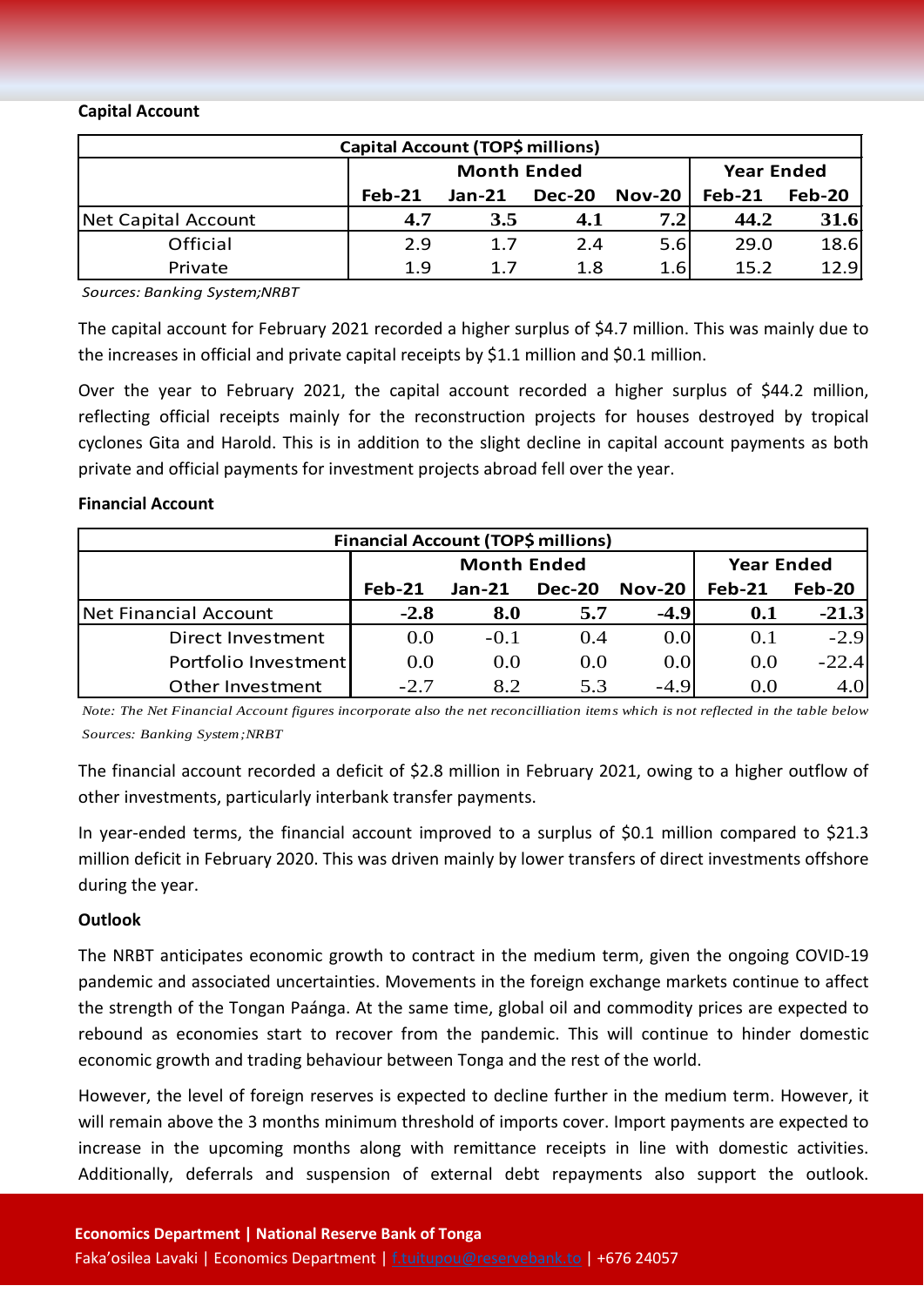**Capital Account**

| Capital Account (TOP$ millions) | | | | | | |
|---|---|---|---|---|---|---|
| | Month Ended | | | | Year Ended | |
| | Feb-21 | Jan-21 | Dec-20 | Nov-20 | Feb-21 | Feb-20 |
| Net Capital Account | **4.7** | **3.5** | **4.1** | **7.2** | **44.2** | **31.6** |
| Official | 2.9 | 1.7 | 2.4 | 5.6 | 29.0 | 18.6 |
| Private | 1.9 | 1.7 | 1.8 | 1.6 | 15.2 | 12.9 |

*Sources: Banking System;NRBT*

The capital account for February 2021 recorded a higher surplus of $4.7 million. This was mainly due to the increases in official and private capital receipts by $1.1 million and $0.1 million.

Over the year to February 2021, the capital account recorded a higher surplus of $44.2 million, reflecting official receipts mainly for the reconstruction projects for houses destroyed by tropical cyclones Gita and Harold. This is in addition to the slight decline in capital account payments as both private and official payments for investment projects abroad fell over the year.

**Financial Account**

| Financial Account (TOP$ millions) | | | | | | |
|---|---|---|---|---|---|---|
| | Month Ended | | | | Year Ended | |
| | Feb-21 | Jan-21 | Dec-20 | Nov-20 | Feb-21 | Feb-20 |
| Net Financial Account | **-2.8** | **8.0** | **5.7** | **-4.9** | **0.1** | **-21.3** |
| Direct Investment | 0.0 | -0.1 | 0.4 | 0.0 | 0.1 | -2.9 |
| Portfolio Investment | 0.0 | 0.0 | 0.0 | 0.0 | 0.0 | -22.4 |
| Other Investment | -2.7 | 8.2 | 5.3 | -4.9 | 0.0 | 4.0 |

*Note: The Net Financial Account figures incorporate also the net reconcilliation items which is not reflected in the table below*

*Sources: Banking System ;NRBT*

The financial account recorded a deficit of $2.8 million in February 2021, owing to a higher outflow of other investments, particularly interbank transfer payments.

In year-ended terms, the financial account improved to a surplus of $0.1 million compared to $21.3 million deficit in February 2020. This was driven mainly by lower transfers of direct investments offshore during the year.

**Outlook**

The NRBT anticipates economic growth to contract in the medium term, given the ongoing COVID-19 pandemic and associated uncertainties. Movements in the foreign exchange markets continue to affect the strength of the Tongan Paánga. At the same time, global oil and commodity prices are expected to rebound as economies start to recover from the pandemic. This will continue to hinder domestic economic growth and trading behaviour between Tonga and the rest of the world.

However, the level of foreign reserves is expected to decline further in the medium term. However, it will remain above the 3 months minimum threshold of imports cover. Import payments are expected to increase in the upcoming months along with remittance receipts in line with domestic activities. Additionally, deferrals and suspension of external debt repayments also support the outlook.

**Economics Department | National Reserve Bank of Tonga**

Faka'osilea Lavaki | Economics Department | f.tuitupou@reservebank.to | +676 24057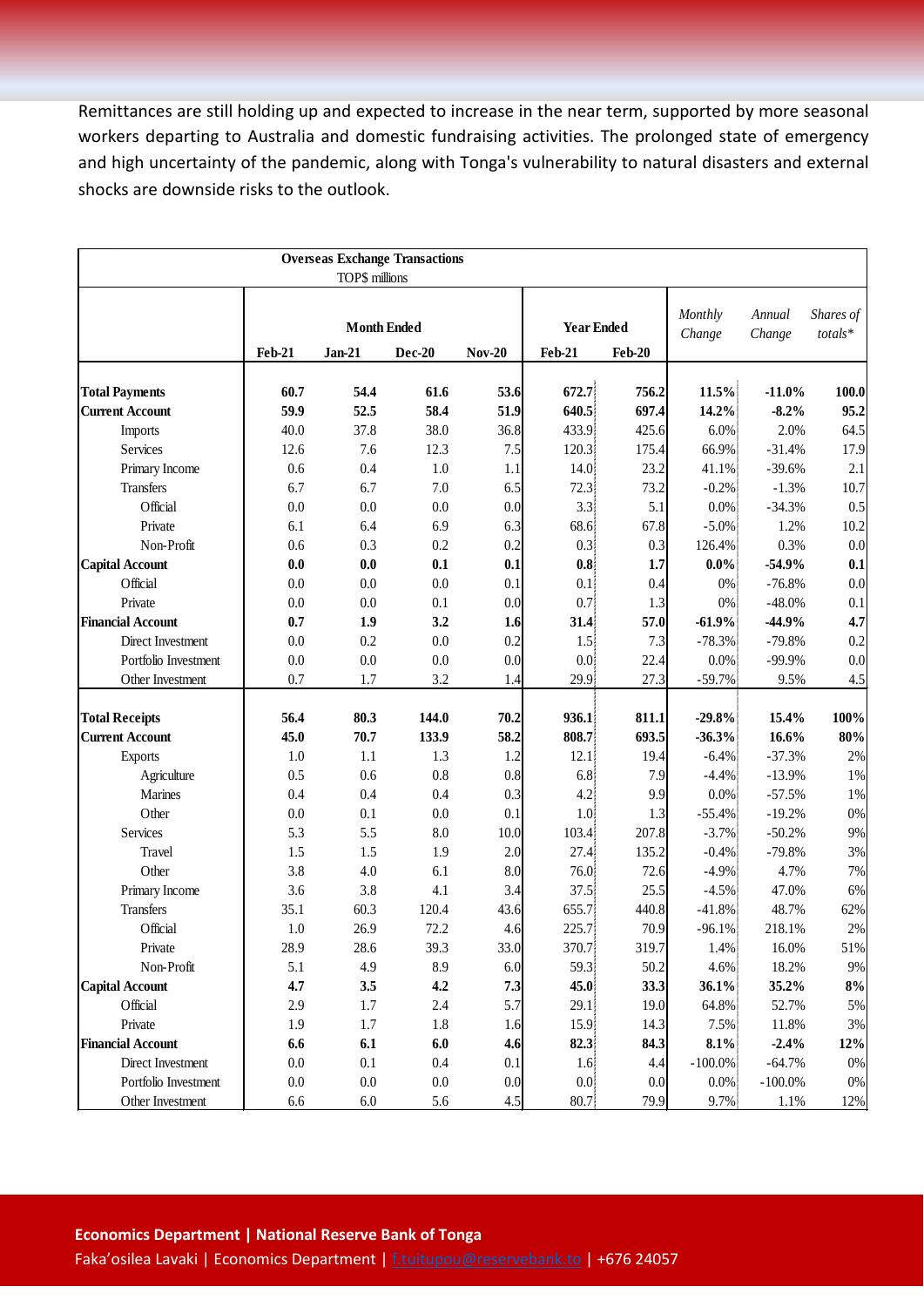Remittances are still holding up and expected to increase in the near term, supported by more seasonal workers departing to Australia and domestic fundraising activities. The prolonged state of emergency and high uncertainty of the pandemic, along with Tonga's vulnerability to natural disasters and external shocks are downside risks to the outlook.

**Overseas Exchange Transactions**
TOP$ millions

| | Month Ended | | | | Year Ended | | *Monthly Change* | *Annual Change* | *Shares of totals** |
|---|---|---|---|---|---|---|---|---|---|
| | **Feb-21** | **Jan-21** | **Dec-20** | **Nov-20** | **Feb-21** | **Feb-20** | | | |
| **Total Payments** | **60.7** | **54.4** | **61.6** | **53.6** | **672.7** | **756.2** | **11.5%** | **-11.0%** | **100.0** |
| **Current Account** | **59.9** | **52.5** | **58.4** | **51.9** | **640.5** | **697.4** | **14.2%** | **-8.2%** | **95.2** |
| Imports | 40.0 | 37.8 | 38.0 | 36.8 | 433.9 | 425.6 | 6.0% | 2.0% | 64.5 |
| Services | 12.6 | 7.6 | 12.3 | 7.5 | 120.3 | 175.4 | 66.9% | -31.4% | 17.9 |
| Primary Income | 0.6 | 0.4 | 1.0 | 1.1 | 14.0 | 23.2 | 41.1% | -39.6% | 2.1 |
| Transfers | 6.7 | 6.7 | 7.0 | 6.5 | 72.3 | 73.2 | -0.2% | -1.3% | 10.7 |
| Official | 0.0 | 0.0 | 0.0 | 0.0 | 3.3 | 5.1 | 0.0% | -34.3% | 0.5 |
| Private | 6.1 | 6.4 | 6.9 | 6.3 | 68.6 | 67.8 | -5.0% | 1.2% | 10.2 |
| Non-Profit | 0.6 | 0.3 | 0.2 | 0.2 | 0.3 | 0.3 | 126.4% | 0.3% | 0.0 |
| **Capital Account** | **0.0** | **0.0** | **0.1** | **0.1** | **0.8** | **1.7** | **0.0%** | **-54.9%** | **0.1** |
| Official | 0.0 | 0.0 | 0.0 | 0.1 | 0.1 | 0.4 | 0% | -76.8% | 0.0 |
| Private | 0.0 | 0.0 | 0.1 | 0.0 | 0.7 | 1.3 | 0% | -48.0% | 0.1 |
| **Financial Account** | **0.7** | **1.9** | **3.2** | **1.6** | **31.4** | **57.0** | **-61.9%** | **-44.9%** | **4.7** |
| Direct Investment | 0.0 | 0.2 | 0.0 | 0.2 | 1.5 | 7.3 | -78.3% | -79.8% | 0.2 |
| Portfolio Investment | 0.0 | 0.0 | 0.0 | 0.0 | 0.0 | 22.4 | 0.0% | -99.9% | 0.0 |
| Other Investment | 0.7 | 1.7 | 3.2 | 1.4 | 29.9 | 27.3 | -59.7% | 9.5% | 4.5 |
| **Total Receipts** | **56.4** | **80.3** | **144.0** | **70.2** | **936.1** | **811.1** | **-29.8%** | **15.4%** | **100%** |
| **Current Account** | **45.0** | **70.7** | **133.9** | **58.2** | **808.7** | **693.5** | **-36.3%** | **16.6%** | **80%** |
| Exports | 1.0 | 1.1 | 1.3 | 1.2 | 12.1 | 19.4 | -6.4% | -37.3% | 2% |
| Agriculture | 0.5 | 0.6 | 0.8 | 0.8 | 6.8 | 7.9 | -4.4% | -13.9% | 1% |
| Marines | 0.4 | 0.4 | 0.4 | 0.3 | 4.2 | 9.9 | 0.0% | -57.5% | 1% |
| Other | 0.0 | 0.1 | 0.0 | 0.1 | 1.0 | 1.3 | -55.4% | -19.2% | 0% |
| Services | 5.3 | 5.5 | 8.0 | 10.0 | 103.4 | 207.8 | -3.7% | -50.2% | 9% |
| Travel | 1.5 | 1.5 | 1.9 | 2.0 | 27.4 | 135.2 | -0.4% | -79.8% | 3% |
| Other | 3.8 | 4.0 | 6.1 | 8.0 | 76.0 | 72.6 | -4.9% | 4.7% | 7% |
| Primary Income | 3.6 | 3.8 | 4.1 | 3.4 | 37.5 | 25.5 | -4.5% | 47.0% | 6% |
| Transfers | 35.1 | 60.3 | 120.4 | 43.6 | 655.7 | 440.8 | -41.8% | 48.7% | 62% |
| Official | 1.0 | 26.9 | 72.2 | 4.6 | 225.7 | 70.9 | -96.1% | 218.1% | 2% |
| Private | 28.9 | 28.6 | 39.3 | 33.0 | 370.7 | 319.7 | 1.4% | 16.0% | 51% |
| Non-Profit | 5.1 | 4.9 | 8.9 | 6.0 | 59.3 | 50.2 | 4.6% | 18.2% | 9% |
| **Capital Account** | **4.7** | **3.5** | **4.2** | **7.3** | **45.0** | **33.3** | **36.1%** | **35.2%** | **8%** |
| Official | 2.9 | 1.7 | 2.4 | 5.7 | 29.1 | 19.0 | 64.8% | 52.7% | 5% |
| Private | 1.9 | 1.7 | 1.8 | 1.6 | 15.9 | 14.3 | 7.5% | 11.8% | 3% |
| **Financial Account** | **6.6** | **6.1** | **6.0** | **4.6** | **82.3** | **84.3** | **8.1%** | **-2.4%** | **12%** |
| Direct Investment | 0.0 | 0.1 | 0.4 | 0.1 | 1.6 | 4.4 | -100.0% | -64.7% | 0% |
| Portfolio Investment | 0.0 | 0.0 | 0.0 | 0.0 | 0.0 | 0.0 | 0.0% | -100.0% | 0% |
| Other Investment | 6.6 | 6.0 | 5.6 | 4.5 | 80.7 | 79.9 | 9.7% | 1.1% | 12% |

**Economics Department | National Reserve Bank of Tonga**
Faka'osilea Lavaki | Economics Department | f.tuitupou@reservebank.to | +676 24057